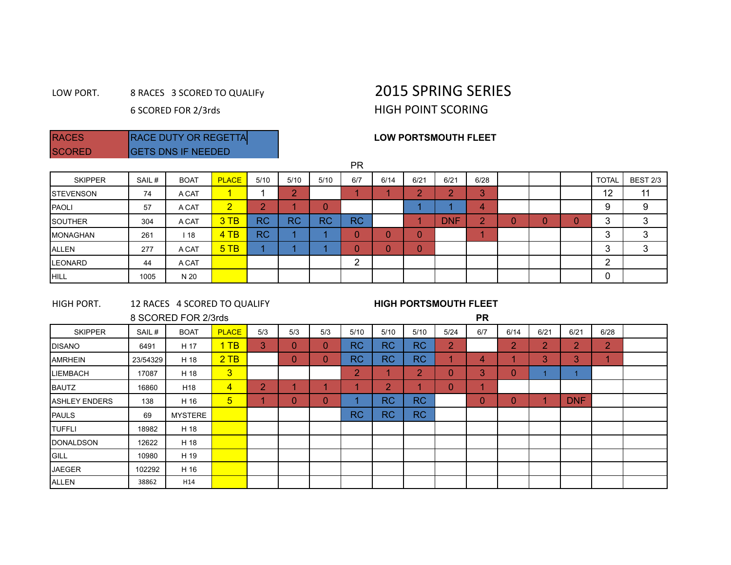# 2015 SPRING SERIES

## HIGH POINT SCORING

LOW PORT. 8 RACES 3 SCORED TO QUALIFy

6 SCORED FOR 2/3rds

| RACES SCORED | RACE DUTY OR REGETTA GETS DNS IF NEEDED |
|---|---|

**LOW PORTSMOUTH FLEET**

| SKIPPER | SAIL # | BOAT | PLACE | 5/10 | 5/10 | 5/10 | 6/7 (PR) | 6/14 | 6/21 | 6/21 | 6/28 | | | | TOTAL | BEST 2/3 |
|---|---|---|---|---|---|---|---|---|---|---|---|---|---|---|---|---|
| STEVENSON | 74 | A CAT | 1 | 1 | 2 | | 1 | 1 | 2 | 2 | 3 | | | | 12 | 11 |
| PAOLI | 57 | A CAT | 2 | 2 | 1 | 0 | | | 1 | 1 | 4 | | | | 9 | 9 |
| SOUTHER | 304 | A CAT | 3 TB | RC | RC | RC | RC | | 1 | DNF | 2 | 0 | 0 | 0 | 3 | 3 |
| MONAGHAN | 261 | I 18 | 4 TB | RC | 1 | 1 | 0 | 0 | 0 | | 1 | | | | 3 | 3 |
| ALLEN | 277 | A CAT | 5 TB | 1 | 1 | 1 | 0 | 0 | 0 | | | | | | 3 | 3 |
| LEONARD | 44 | A CAT | | | | | 2 | | | | | | | | 2 | |
| HILL | 1005 | N 20 | | | | | | | | | | | | | 0 | |

HIGH PORT. 12 RACES 4 SCORED TO QUALIFY

8 SCORED FOR 2/3rds

**HIGH PORTSMOUTH FLEET**

| SKIPPER | SAIL # | BOAT | PLACE | 5/3 | 5/3 | 5/3 | 5/10 | 5/10 | 5/10 | 5/24 | 6/7 (PR) | 6/14 | 6/21 | 6/21 | 6/28 | |
|---|---|---|---|---|---|---|---|---|---|---|---|---|---|---|---|---|
| DISANO | 6491 | H 17 | 1 TB | 3 | 0 | 0 | RC | RC | RC | 2 | | 2 | 2 | 2 | 2 | |
| AMRHEIN | 23/54329 | H 18 | 2 TB | | 0 | 0 | RC | RC | RC | 1 | 4 | 1 | 3 | 3 | 1 | |
| LIEMBACH | 17087 | H 18 | 3 | | | | 2 | 1 | 2 | 0 | 3 | 0 | 1 | 1 | | |
| BAUTZ | 16860 | H18 | 4 | 2 | 1 | 1 | 1 | 2 | 1 | 0 | 1 | | | | | |
| ASHLEY ENDERS | 138 | H 16 | 5 | 1 | 0 | 0 | 1 | RC | RC | | 0 | 0 | 1 | DNF | | |
| PAULS | 69 | MYSTERE | | | | | RC | RC | RC | | | | | | | |
| TUFFLI | 18982 | H 18 | | | | | | | | | | | | | | |
| DONALDSON | 12622 | H 18 | | | | | | | | | | | | | | |
| GILL | 10980 | H 19 | | | | | | | | | | | | | | |
| JAEGER | 102292 | H 16 | | | | | | | | | | | | | | |
| ALLEN | 38862 | H14 | | | | | | | | | | | | | | |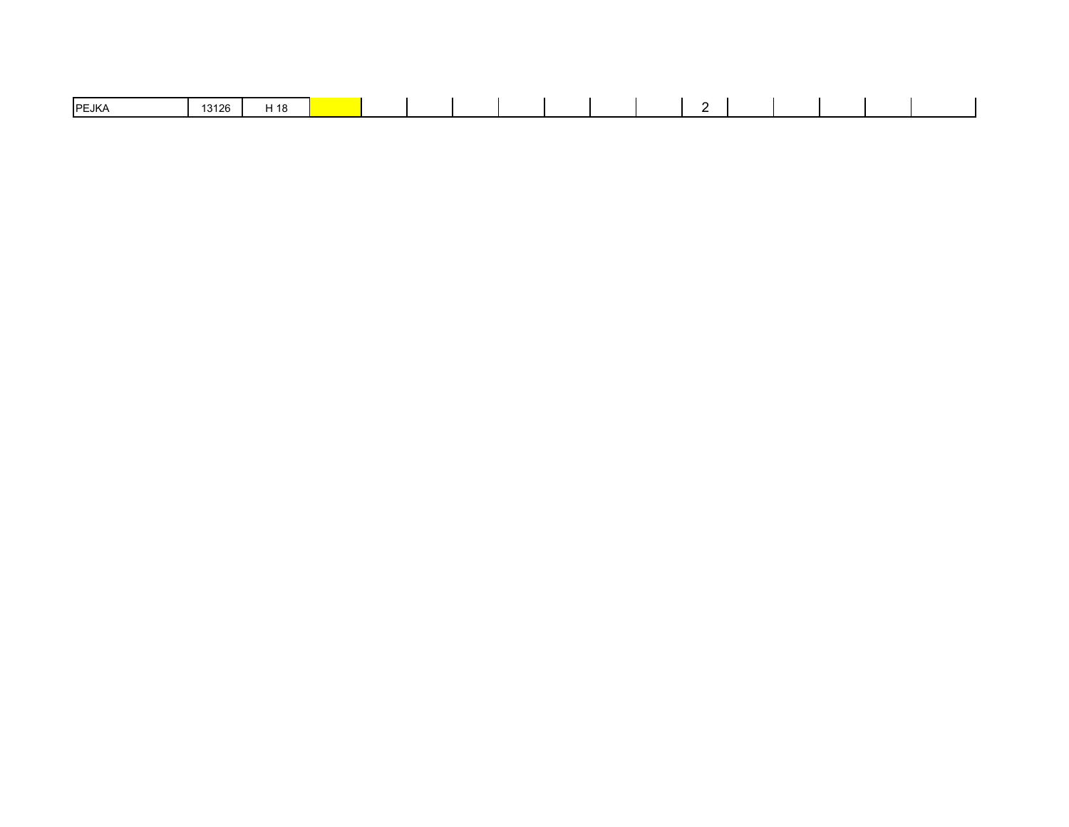| PEJKA | 13126 | H 18 | | | | | | | | | 2 | | | | | |
|---|---|---|---|---|---|---|---|---|---|---|---|---|---|---|---|---|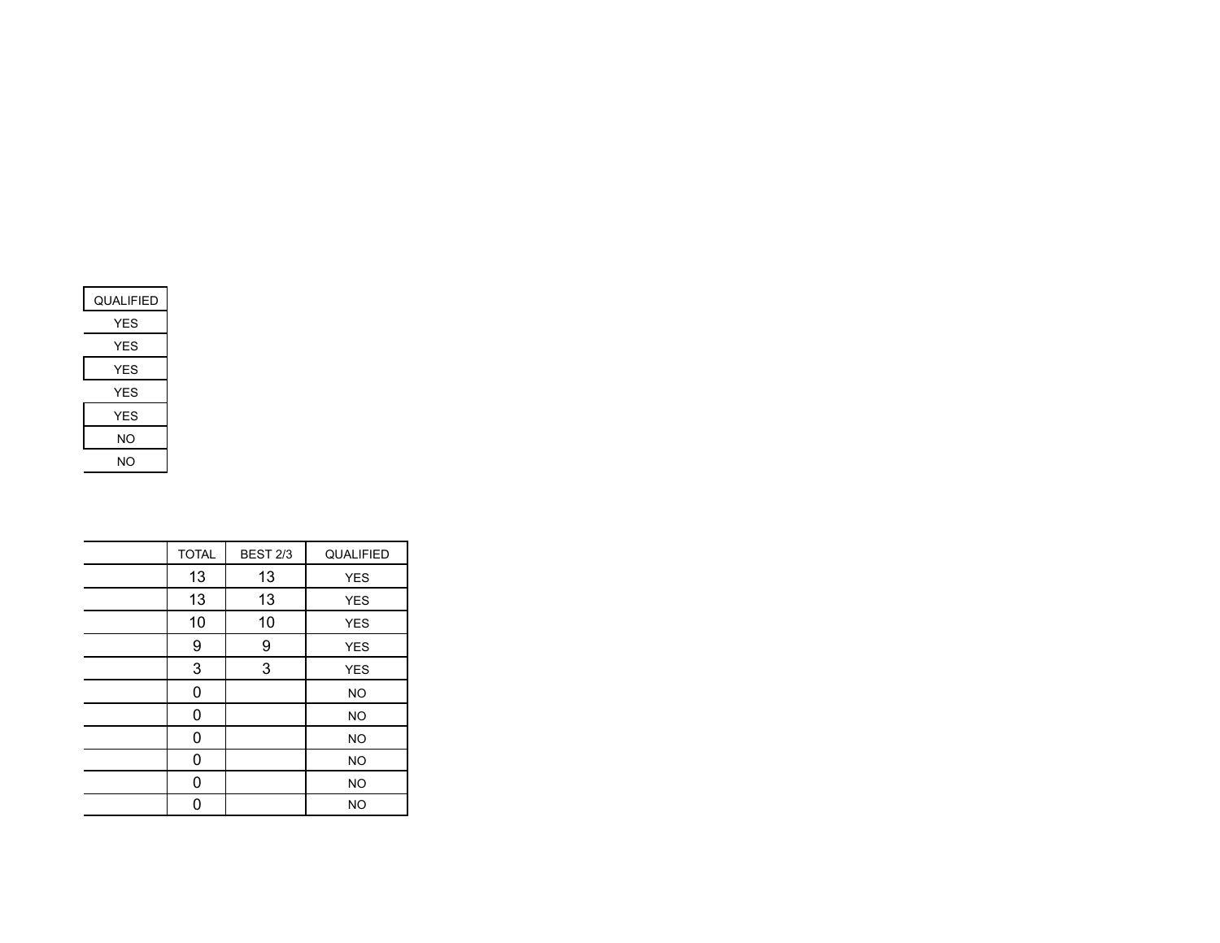| QUALIFIED |
| --- |
| YES |
| YES |
| YES |
| YES |
| YES |
| NO |
| NO |

| | TOTAL | BEST 2/3 | QUALIFIED |
| --- | --- | --- | --- |
| | 13 | 13 | YES |
| | 13 | 13 | YES |
| | 10 | 10 | YES |
| | 9 | 9 | YES |
| | 3 | 3 | YES |
| | 0 | | NO |
| | 0 | | NO |
| | 0 | | NO |
| | 0 | | NO |
| | 0 | | NO |
| | 0 | | NO |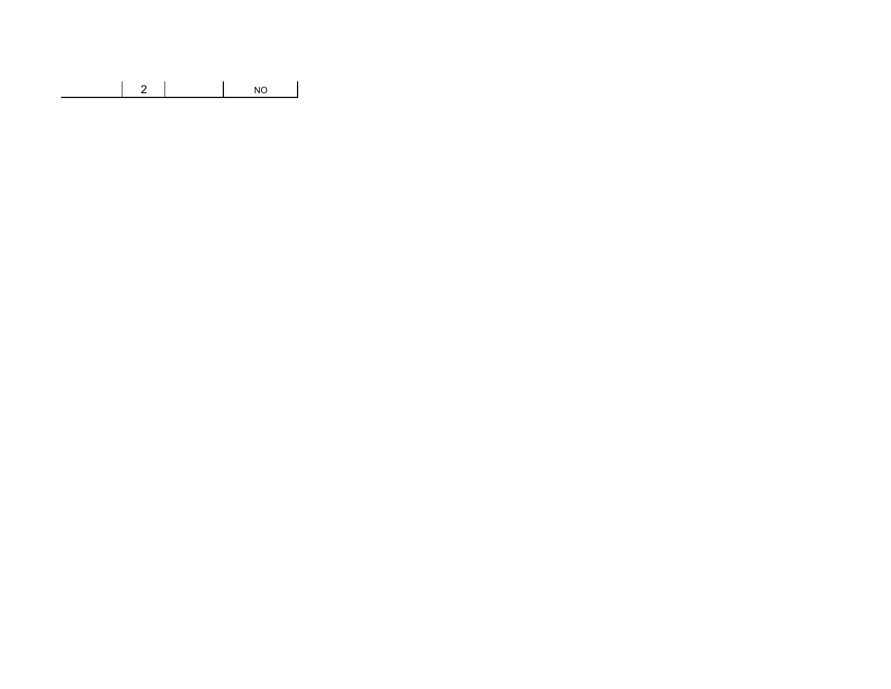| | | | |
|---|---|---|---|
| | 2 | | NO |